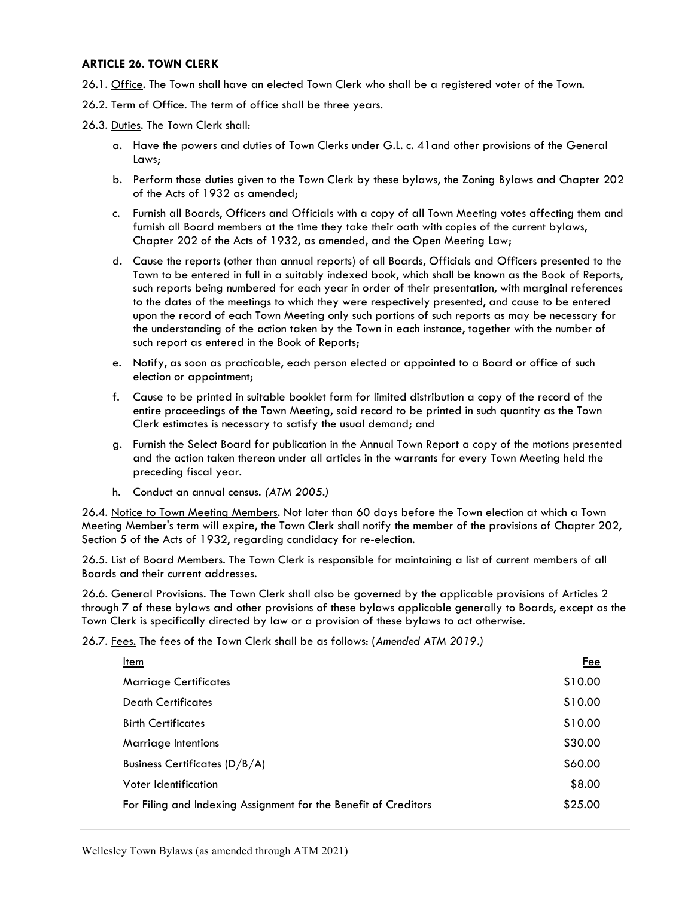## ARTICLE 26. TOWN CLERK

26.1. Office. The Town shall have an elected Town Clerk who shall be a registered voter of the Town.

26.2. Term of Office. The term of office shall be three years.

26.3. Duties. The Town Clerk shall:

a. Have the powers and duties of Town Clerks under G.L. c. 41and other provisions of the General Laws;

b. Perform those duties given to the Town Clerk by these bylaws, the Zoning Bylaws and Chapter 202 of the Acts of 1932 as amended;

c. Furnish all Boards, Officers and Officials with a copy of all Town Meeting votes affecting them and furnish all Board members at the time they take their oath with copies of the current bylaws, Chapter 202 of the Acts of 1932, as amended, and the Open Meeting Law;

d. Cause the reports (other than annual reports) of all Boards, Officials and Officers presented to the Town to be entered in full in a suitably indexed book, which shall be known as the Book of Reports, such reports being numbered for each year in order of their presentation, with marginal references to the dates of the meetings to which they were respectively presented, and cause to be entered upon the record of each Town Meeting only such portions of such reports as may be necessary for the understanding of the action taken by the Town in each instance, together with the number of such report as entered in the Book of Reports;

e. Notify, as soon as practicable, each person elected or appointed to a Board or office of such election or appointment;

f. Cause to be printed in suitable booklet form for limited distribution a copy of the record of the entire proceedings of the Town Meeting, said record to be printed in such quantity as the Town Clerk estimates is necessary to satisfy the usual demand; and

g. Furnish the Select Board for publication in the Annual Town Report a copy of the motions presented and the action taken thereon under all articles in the warrants for every Town Meeting held the preceding fiscal year.

h. Conduct an annual census. *(ATM 2005.)*

26.4. Notice to Town Meeting Members. Not later than 60 days before the Town election at which a Town Meeting Member's term will expire, the Town Clerk shall notify the member of the provisions of Chapter 202, Section 5 of the Acts of 1932, regarding candidacy for re-election.

26.5. List of Board Members. The Town Clerk is responsible for maintaining a list of current members of all Boards and their current addresses.

26.6. General Provisions. The Town Clerk shall also be governed by the applicable provisions of Articles 2 through 7 of these bylaws and other provisions of these bylaws applicable generally to Boards, except as the Town Clerk is specifically directed by law or a provision of these bylaws to act otherwise.

26.7. Fees. The fees of the Town Clerk shall be as follows: (*Amended ATM 2019.)*

| Item | Fee |
|---|---|
| Marriage Certificates | $10.00 |
| Death Certificates | $10.00 |
| Birth Certificates | $10.00 |
| Marriage Intentions | $30.00 |
| Business Certificates (D/B/A) | $60.00 |
| Voter Identification | $8.00 |
| For Filing and Indexing Assignment for the Benefit of Creditors | $25.00 |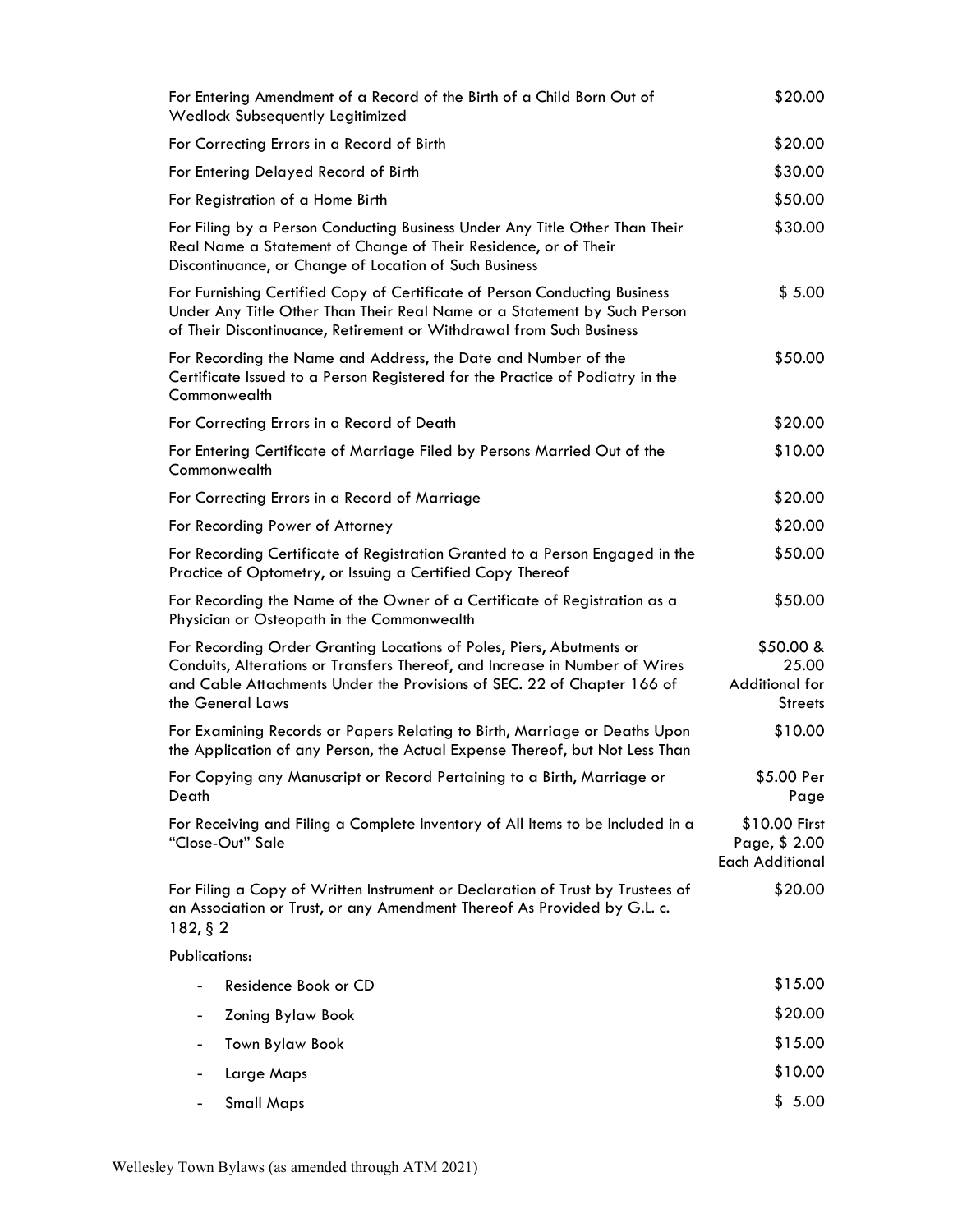| | |
|---|---|
| For Entering Amendment of a Record of the Birth of a Child Born Out of Wedlock Subsequently Legitimized | $20.00 |
| For Correcting Errors in a Record of Birth | $20.00 |
| For Entering Delayed Record of Birth | $30.00 |
| For Registration of a Home Birth | $50.00 |
| For Filing by a Person Conducting Business Under Any Title Other Than Their Real Name a Statement of Change of Their Residence, or of Their Discontinuance, or Change of Location of Such Business | $30.00 |
| For Furnishing Certified Copy of Certificate of Person Conducting Business Under Any Title Other Than Their Real Name or a Statement by Such Person of Their Discontinuance, Retirement or Withdrawal from Such Business | $ 5.00 |
| For Recording the Name and Address, the Date and Number of the Certificate Issued to a Person Registered for the Practice of Podiatry in the Commonwealth | $50.00 |
| For Correcting Errors in a Record of Death | $20.00 |
| For Entering Certificate of Marriage Filed by Persons Married Out of the Commonwealth | $10.00 |
| For Correcting Errors in a Record of Marriage | $20.00 |
| For Recording Power of Attorney | $20.00 |
| For Recording Certificate of Registration Granted to a Person Engaged in the Practice of Optometry, or Issuing a Certified Copy Thereof | $50.00 |
| For Recording the Name of the Owner of a Certificate of Registration as a Physician or Osteopath in the Commonwealth | $50.00 |
| For Recording Order Granting Locations of Poles, Piers, Abutments or Conduits, Alterations or Transfers Thereof, and Increase in Number of Wires and Cable Attachments Under the Provisions of SEC. 22 of Chapter 166 of the General Laws | $50.00 & 25.00 Additional for Streets |
| For Examining Records or Papers Relating to Birth, Marriage or Deaths Upon the Application of any Person, the Actual Expense Thereof, but Not Less Than | $10.00 |
| For Copying any Manuscript or Record Pertaining to a Birth, Marriage or Death | $5.00 Per Page |
| For Receiving and Filing a Complete Inventory of All Items to be Included in a "Close-Out" Sale | $10.00 First Page, $ 2.00 Each Additional |
| For Filing a Copy of Written Instrument or Declaration of Trust by Trustees of an Association or Trust, or any Amendment Thereof As Provided by G.L. c. 182, § 2 | $20.00 |
| Publications: | |
| - Residence Book or CD | $15.00 |
| - Zoning Bylaw Book | $20.00 |
| - Town Bylaw Book | $15.00 |
| - Large Maps | $10.00 |
| - Small Maps | $ 5.00 |